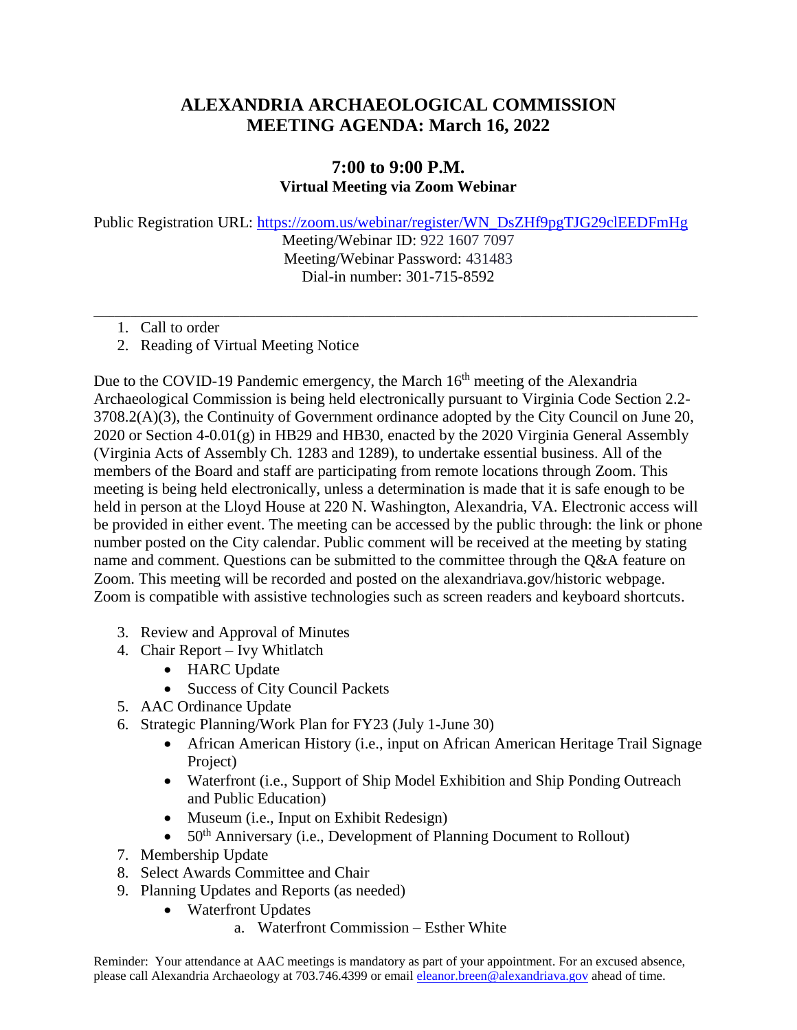# ALEXANDRIA ARCHAEOLOGICAL COMMISSION
# MEETING AGENDA: March 16, 2022

## 7:00 to 9:00 P.M.
### Virtual Meeting via Zoom Webinar

Public Registration URL: [https://zoom.us/webinar/register/WN_DsZHf9pgTJG29clEEDFmHg](https://zoom.us/webinar/register/WN_DsZHf9pgTJG29clEEDFmHg)
Meeting/Webinar ID: 922 1607 7097
Meeting/Webinar Password: 431483
Dial-in number: 301-715-8592

---

1. Call to order
2. Reading of Virtual Meeting Notice

Due to the COVID-19 Pandemic emergency, the March 16th meeting of the Alexandria Archaeological Commission is being held electronically pursuant to Virginia Code Section 2.2-3708.2(A)(3), the Continuity of Government ordinance adopted by the City Council on June 20, 2020 or Section 4-0.01(g) in HB29 and HB30, enacted by the 2020 Virginia General Assembly (Virginia Acts of Assembly Ch. 1283 and 1289), to undertake essential business. All of the members of the Board and staff are participating from remote locations through Zoom. This meeting is being held electronically, unless a determination is made that it is safe enough to be held in person at the Lloyd House at 220 N. Washington, Alexandria, VA. Electronic access will be provided in either event. The meeting can be accessed by the public through: the link or phone number posted on the City calendar. Public comment will be received at the meeting by stating name and comment. Questions can be submitted to the committee through the Q&A feature on Zoom. This meeting will be recorded and posted on the alexandriava.gov/historic webpage. Zoom is compatible with assistive technologies such as screen readers and keyboard shortcuts.

3. Review and Approval of Minutes
4. Chair Report – Ivy Whitlatch
    - HARC Update
    - Success of City Council Packets
5. AAC Ordinance Update
6. Strategic Planning/Work Plan for FY23 (July 1-June 30)
    - African American History (i.e., input on African American Heritage Trail Signage Project)
    - Waterfront (i.e., Support of Ship Model Exhibition and Ship Ponding Outreach and Public Education)
    - Museum (i.e., Input on Exhibit Redesign)
    - 50th Anniversary (i.e., Development of Planning Document to Rollout)
7. Membership Update
8. Select Awards Committee and Chair
9. Planning Updates and Reports (as needed)
    - Waterfront Updates
        a. Waterfront Commission – Esther White

Reminder: Your attendance at AAC meetings is mandatory as part of your appointment. For an excused absence, please call Alexandria Archaeology at 703.746.4399 or email [eleanor.breen@alexandriava.gov](mailto:eleanor.breen@alexandriava.gov) ahead of time.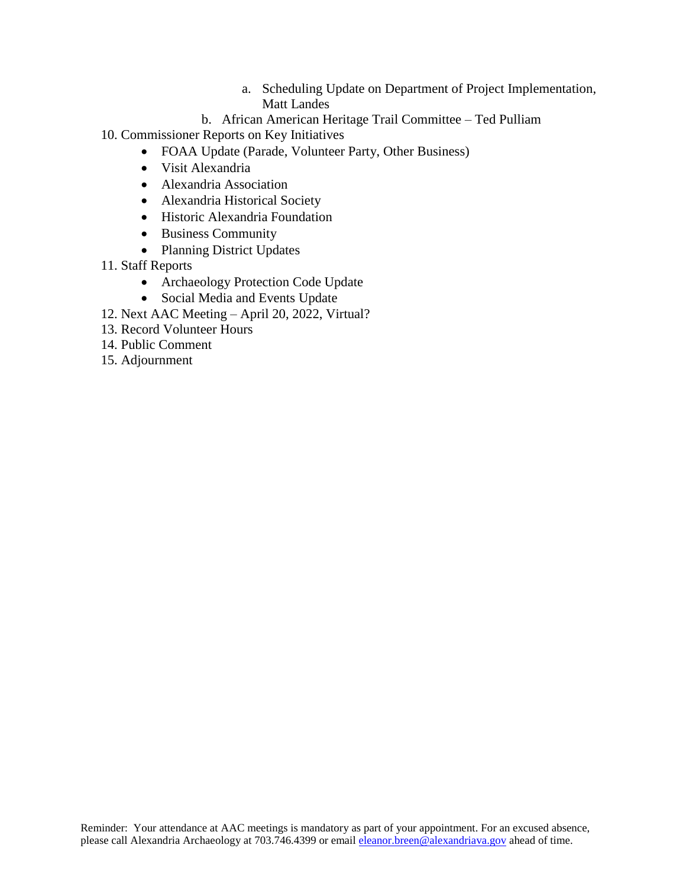a. Scheduling Update on Department of Project Implementation, Matt Landes
   b. African American Heritage Trail Committee – Ted Pulliam

10. Commissioner Reports on Key Initiatives
    - FOAA Update (Parade, Volunteer Party, Other Business)
    - Visit Alexandria
    - Alexandria Association
    - Alexandria Historical Society
    - Historic Alexandria Foundation
    - Business Community
    - Planning District Updates
11. Staff Reports
    - Archaeology Protection Code Update
    - Social Media and Events Update
12. Next AAC Meeting – April 20, 2022, Virtual?
13. Record Volunteer Hours
14. Public Comment
15. Adjournment

Reminder: Your attendance at AAC meetings is mandatory as part of your appointment. For an excused absence, please call Alexandria Archaeology at 703.746.4399 or email eleanor.breen@alexandriava.gov ahead of time.